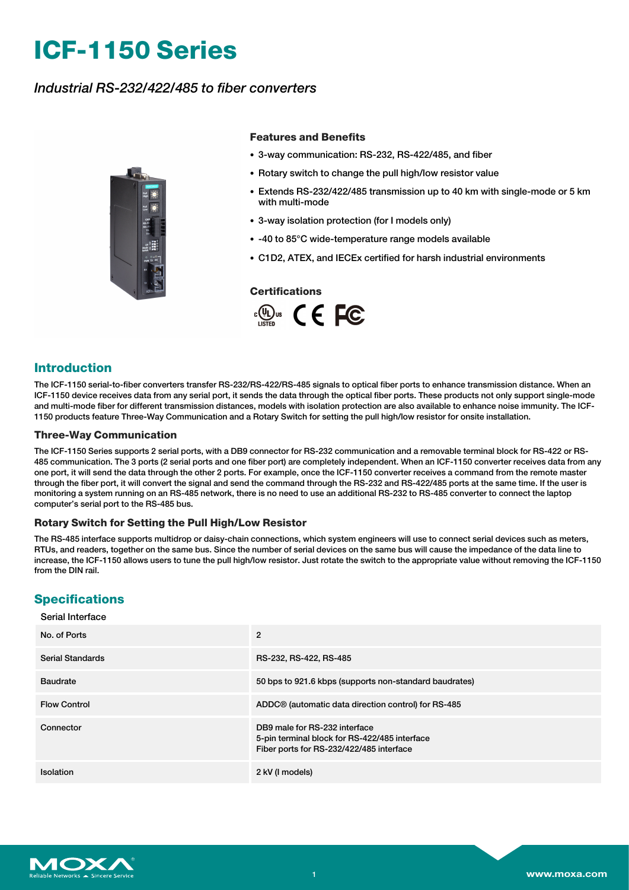# ICF-1150 Series

*Industrial RS-232/422/485 to fiber converters*

### Features and Benefits

- 3-way communication: RS-232, RS-422/485, and fiber
- Rotary switch to change the pull high/low resistor value
- Extends RS-232/422/485 transmission up to 40 km with single-mode or 5 km with multi-mode
- 3-way isolation protection (for I models only)
- -40 to 85°C wide-temperature range models available
- C1D2, ATEX, and IECEx certified for harsh industrial environments

### Certifications

## Introduction

The ICF-1150 serial-to-fiber converters transfer RS-232/RS-422/RS-485 signals to optical fiber ports to enhance transmission distance. When an ICF-1150 device receives data from any serial port, it sends the data through the optical fiber ports. These products not only support single-mode and multi-mode fiber for different transmission distances, models with isolation protection are also available to enhance noise immunity. The ICF-1150 products feature Three-Way Communication and a Rotary Switch for setting the pull high/low resistor for onsite installation.

### Three-Way Communication

The ICF-1150 Series supports 2 serial ports, with a DB9 connector for RS-232 communication and a removable terminal block for RS-422 or RS-485 communication. The 3 ports (2 serial ports and one fiber port) are completely independent. When an ICF-1150 converter receives data from any one port, it will send the data through the other 2 ports. For example, once the ICF-1150 converter receives a command from the remote master through the fiber port, it will convert the signal and send the command through the RS-232 and RS-422/485 ports at the same time. If the user is monitoring a system running on an RS-485 network, there is no need to use an additional RS-232 to RS-485 converter to connect the laptop computer's serial port to the RS-485 bus.

### Rotary Switch for Setting the Pull High/Low Resistor

The RS-485 interface supports multidrop or daisy-chain connections, which system engineers will use to connect serial devices such as meters, RTUs, and readers, together on the same bus. Since the number of serial devices on the same bus will cause the impedance of the data line to increase, the ICF-1150 allows users to tune the pull high/low resistor. Just rotate the switch to the appropriate value without removing the ICF-1150 from the DIN rail.

## Specifications

Serial Interface

| | |
|---|---|
| No. of Ports | 2 |
| Serial Standards | RS-232, RS-422, RS-485 |
| Baudrate | 50 bps to 921.6 kbps (supports non-standard baudrates) |
| Flow Control | ADDC® (automatic data direction control) for RS-485 |
| Connector | DB9 male for RS-232 interface<br>5-pin terminal block for RS-422/485 interface<br>Fiber ports for RS-232/422/485 interface |
| Isolation | 2 kV (I models) |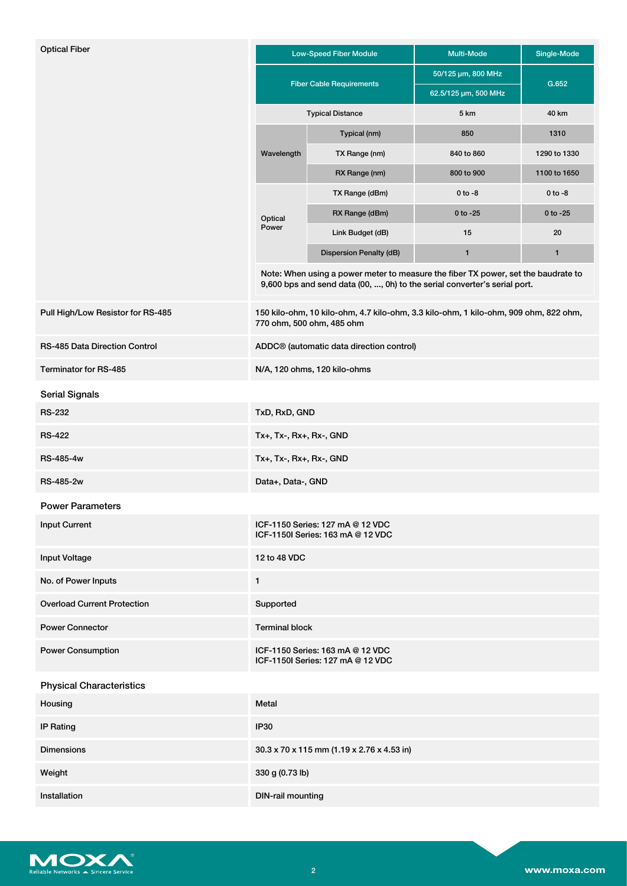| Optical Fiber | |
|---|---|

| Low-Speed Fiber Module | | Multi-Mode | Single-Mode |
|---|---|---|---|
| Fiber Cable Requirements | | 50/125 µm, 800 MHz | G.652 |
| | | 62.5/125 µm, 500 MHz | |
| Typical Distance | | 5 km | 40 km |
| Wavelength | Typical (nm) | 850 | 1310 |
| | TX Range (nm) | 840 to 860 | 1290 to 1330 |
| | RX Range (nm) | 800 to 900 | 1100 to 1650 |
| Optical Power | TX Range (dBm) | 0 to -8 | 0 to -8 |
| | RX Range (dBm) | 0 to -25 | 0 to -25 |
| | Link Budget (dB) | 15 | 20 |
| | Dispersion Penalty (dB) | 1 | 1 |

Note: When using a power meter to measure the fiber TX power, set the baudrate to 9,600 bps and send data (00, ..., 0h) to the serial converter's serial port.

| | |
|---|---|
| Pull High/Low Resistor for RS-485 | 150 kilo-ohm, 10 kilo-ohm, 4.7 kilo-ohm, 3.3 kilo-ohm, 1 kilo-ohm, 909 ohm, 822 ohm, 770 ohm, 500 ohm, 485 ohm |
| RS-485 Data Direction Control | ADDC® (automatic data direction control) |
| Terminator for RS-485 | N/A, 120 ohms, 120 kilo-ohms |

## Serial Signals

| | |
|---|---|
| RS-232 | TxD, RxD, GND |
| RS-422 | Tx+, Tx-, Rx+, Rx-, GND |
| RS-485-4w | Tx+, Tx-, Rx+, Rx-, GND |
| RS-485-2w | Data+, Data-, GND |

## Power Parameters

| | |
|---|---|
| Input Current | ICF-1150 Series: 127 mA @ 12 VDC<br>ICF-1150I Series: 163 mA @ 12 VDC |
| Input Voltage | 12 to 48 VDC |
| No. of Power Inputs | 1 |
| Overload Current Protection | Supported |
| Power Connector | Terminal block |
| Power Consumption | ICF-1150 Series: 163 mA @ 12 VDC<br>ICF-1150I Series: 127 mA @ 12 VDC |

## Physical Characteristics

| | |
|---|---|
| Housing | Metal |
| IP Rating | IP30 |
| Dimensions | 30.3 x 70 x 115 mm (1.19 x 2.76 x 4.53 in) |
| Weight | 330 g (0.73 lb) |
| Installation | DIN-rail mounting |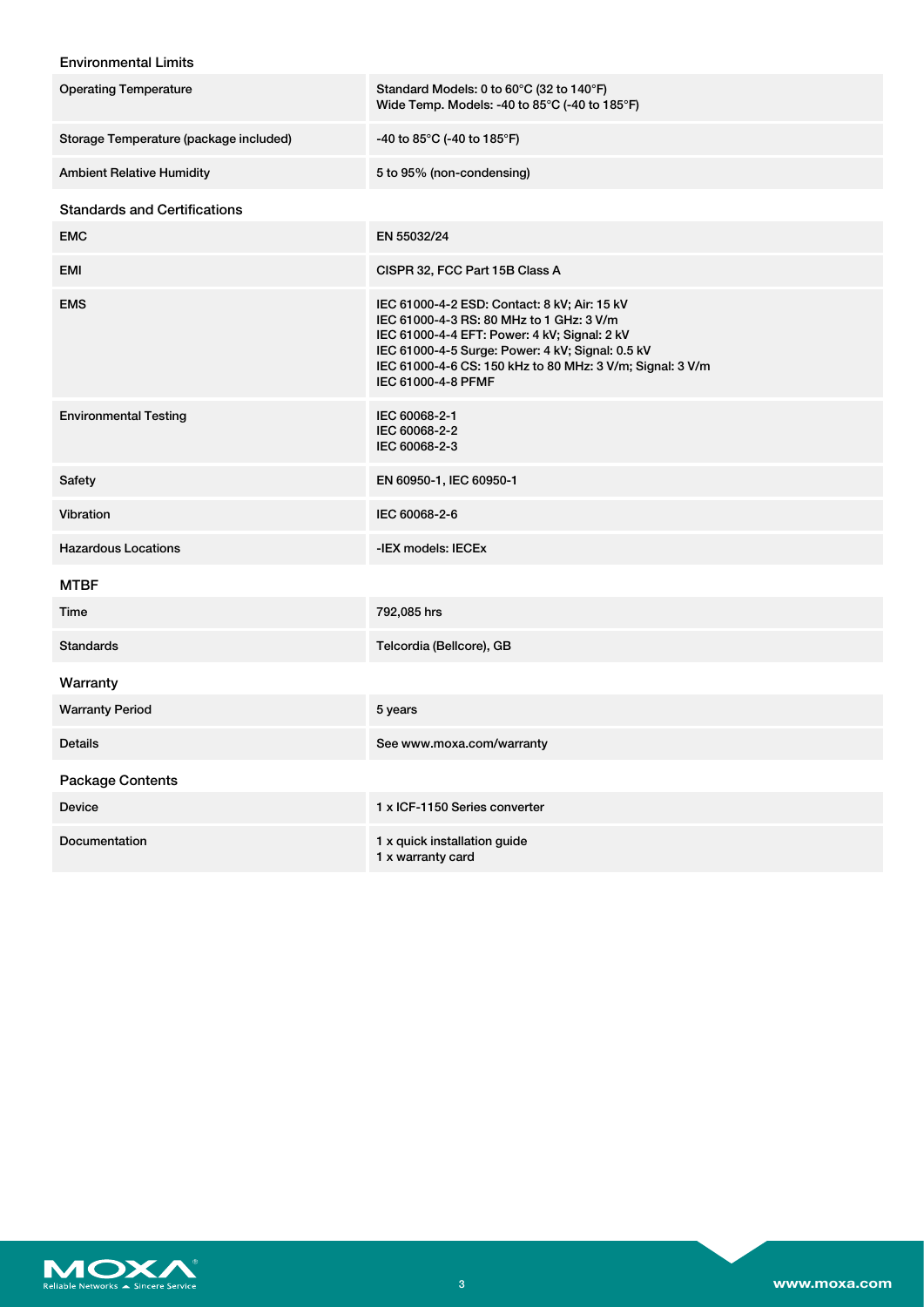### Environmental Limits

| | |
|---|---|
| Operating Temperature | Standard Models: 0 to 60°C (32 to 140°F)<br>Wide Temp. Models: -40 to 85°C (-40 to 185°F) |
| Storage Temperature (package included) | -40 to 85°C (-40 to 185°F) |
| Ambient Relative Humidity | 5 to 95% (non-condensing) |

### Standards and Certifications

| | |
|---|---|
| EMC | EN 55032/24 |
| EMI | CISPR 32, FCC Part 15B Class A |
| EMS | IEC 61000-4-2 ESD: Contact: 8 kV; Air: 15 kV<br>IEC 61000-4-3 RS: 80 MHz to 1 GHz: 3 V/m<br>IEC 61000-4-4 EFT: Power: 4 kV; Signal: 2 kV<br>IEC 61000-4-5 Surge: Power: 4 kV; Signal: 0.5 kV<br>IEC 61000-4-6 CS: 150 kHz to 80 MHz: 3 V/m; Signal: 3 V/m<br>IEC 61000-4-8 PFMF |
| Environmental Testing | IEC 60068-2-1<br>IEC 60068-2-2<br>IEC 60068-2-3 |
| Safety | EN 60950-1, IEC 60950-1 |
| Vibration | IEC 60068-2-6 |
| Hazardous Locations | -IEX models: IECEx |

### MTBF

| | |
|---|---|
| Time | 792,085 hrs |
| Standards | Telcordia (Bellcore), GB |

### Warranty

| | |
|---|---|
| Warranty Period | 5 years |
| Details | See www.moxa.com/warranty |

### Package Contents

| | |
|---|---|
| Device | 1 x ICF-1150 Series converter |
| Documentation | 1 x quick installation guide<br>1 x warranty card |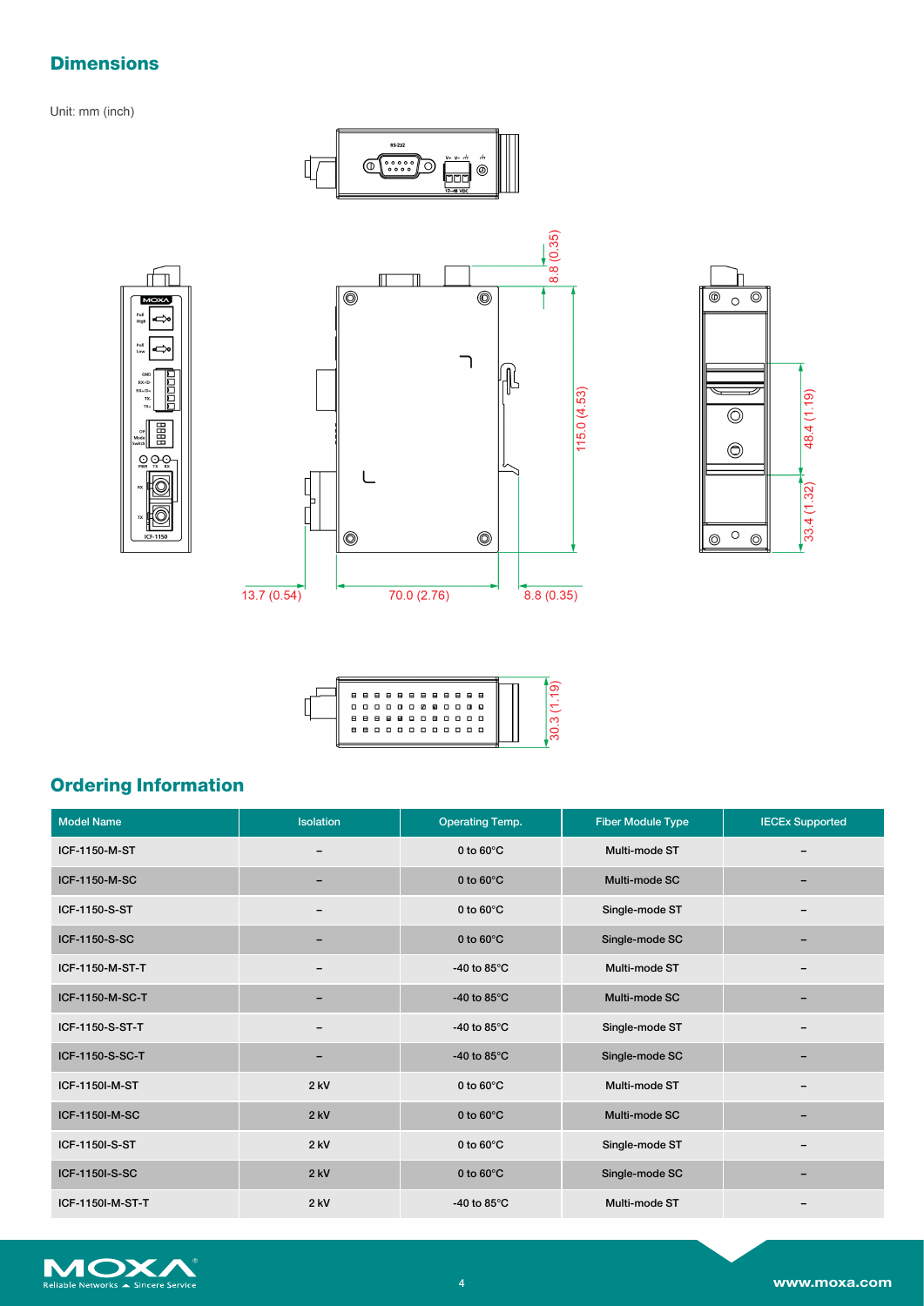## Dimensions

Unit: mm (inch)

## Ordering Information

| Model Name | Isolation | Operating Temp. | Fiber Module Type | IECEx Supported |
|---|---|---|---|---|
| ICF-1150-M-ST | – | 0 to 60°C | Multi-mode ST | – |
| ICF-1150-M-SC | – | 0 to 60°C | Multi-mode SC | – |
| ICF-1150-S-ST | – | 0 to 60°C | Single-mode ST | – |
| ICF-1150-S-SC | – | 0 to 60°C | Single-mode SC | – |
| ICF-1150-M-ST-T | – | -40 to 85°C | Multi-mode ST | – |
| ICF-1150-M-SC-T | – | -40 to 85°C | Multi-mode SC | – |
| ICF-1150-S-ST-T | – | -40 to 85°C | Single-mode ST | – |
| ICF-1150-S-SC-T | – | -40 to 85°C | Single-mode SC | – |
| ICF-1150I-M-ST | 2 kV | 0 to 60°C | Multi-mode ST | – |
| ICF-1150I-M-SC | 2 kV | 0 to 60°C | Multi-mode SC | – |
| ICF-1150I-S-ST | 2 kV | 0 to 60°C | Single-mode ST | – |
| ICF-1150I-S-SC | 2 kV | 0 to 60°C | Single-mode SC | – |
| ICF-1150I-M-ST-T | 2 kV | -40 to 85°C | Multi-mode ST | – |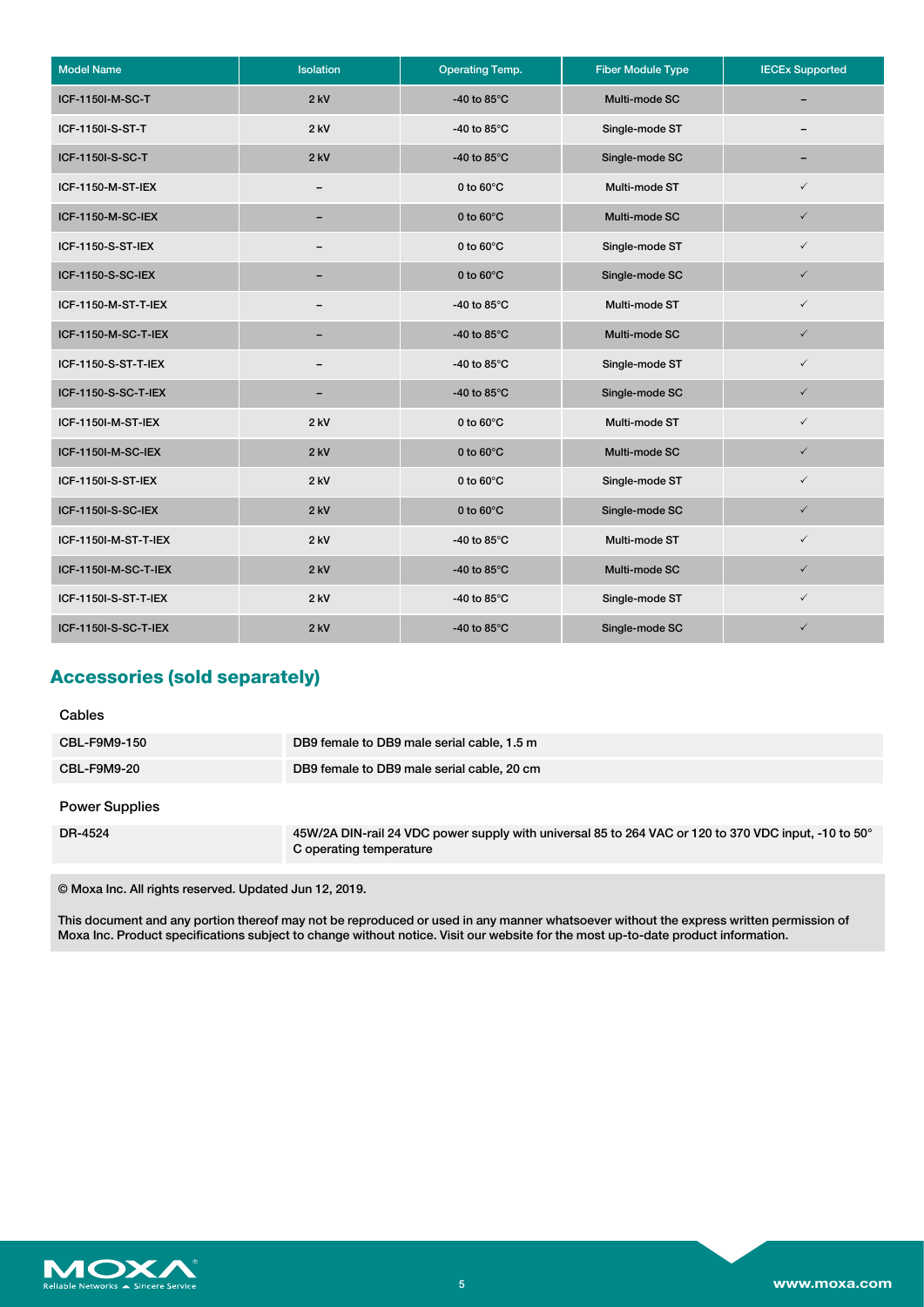| Model Name | Isolation | Operating Temp. | Fiber Module Type | IECEx Supported |
|---|---|---|---|---|
| ICF-1150I-M-SC-T | 2 kV | -40 to 85°C | Multi-mode SC | – |
| ICF-1150I-S-ST-T | 2 kV | -40 to 85°C | Single-mode ST | – |
| ICF-1150I-S-SC-T | 2 kV | -40 to 85°C | Single-mode SC | – |
| ICF-1150-M-ST-IEX | – | 0 to 60°C | Multi-mode ST | ✓ |
| ICF-1150-M-SC-IEX | – | 0 to 60°C | Multi-mode SC | ✓ |
| ICF-1150-S-ST-IEX | – | 0 to 60°C | Single-mode ST | ✓ |
| ICF-1150-S-SC-IEX | – | 0 to 60°C | Single-mode SC | ✓ |
| ICF-1150-M-ST-T-IEX | – | -40 to 85°C | Multi-mode ST | ✓ |
| ICF-1150-M-SC-T-IEX | – | -40 to 85°C | Multi-mode SC | ✓ |
| ICF-1150-S-ST-T-IEX | – | -40 to 85°C | Single-mode ST | ✓ |
| ICF-1150-S-SC-T-IEX | – | -40 to 85°C | Single-mode SC | ✓ |
| ICF-1150I-M-ST-IEX | 2 kV | 0 to 60°C | Multi-mode ST | ✓ |
| ICF-1150I-M-SC-IEX | 2 kV | 0 to 60°C | Multi-mode SC | ✓ |
| ICF-1150I-S-ST-IEX | 2 kV | 0 to 60°C | Single-mode ST | ✓ |
| ICF-1150I-S-SC-IEX | 2 kV | 0 to 60°C | Single-mode SC | ✓ |
| ICF-1150I-M-ST-T-IEX | 2 kV | -40 to 85°C | Multi-mode ST | ✓ |
| ICF-1150I-M-SC-T-IEX | 2 kV | -40 to 85°C | Multi-mode SC | ✓ |
| ICF-1150I-S-ST-T-IEX | 2 kV | -40 to 85°C | Single-mode ST | ✓ |
| ICF-1150I-S-SC-T-IEX | 2 kV | -40 to 85°C | Single-mode SC | ✓ |

## Accessories (sold separately)

### Cables

| | |
|---|---|
| CBL-F9M9-150 | DB9 female to DB9 male serial cable, 1.5 m |
| CBL-F9M9-20 | DB9 female to DB9 male serial cable, 20 cm |

### Power Supplies

| | |
|---|---|
| DR-4524 | 45W/2A DIN-rail 24 VDC power supply with universal 85 to 264 VAC or 120 to 370 VDC input, -10 to 50° C operating temperature |

© Moxa Inc. All rights reserved. Updated Jun 12, 2019.

This document and any portion thereof may not be reproduced or used in any manner whatsoever without the express written permission of Moxa Inc. Product specifications subject to change without notice. Visit our website for the most up-to-date product information.